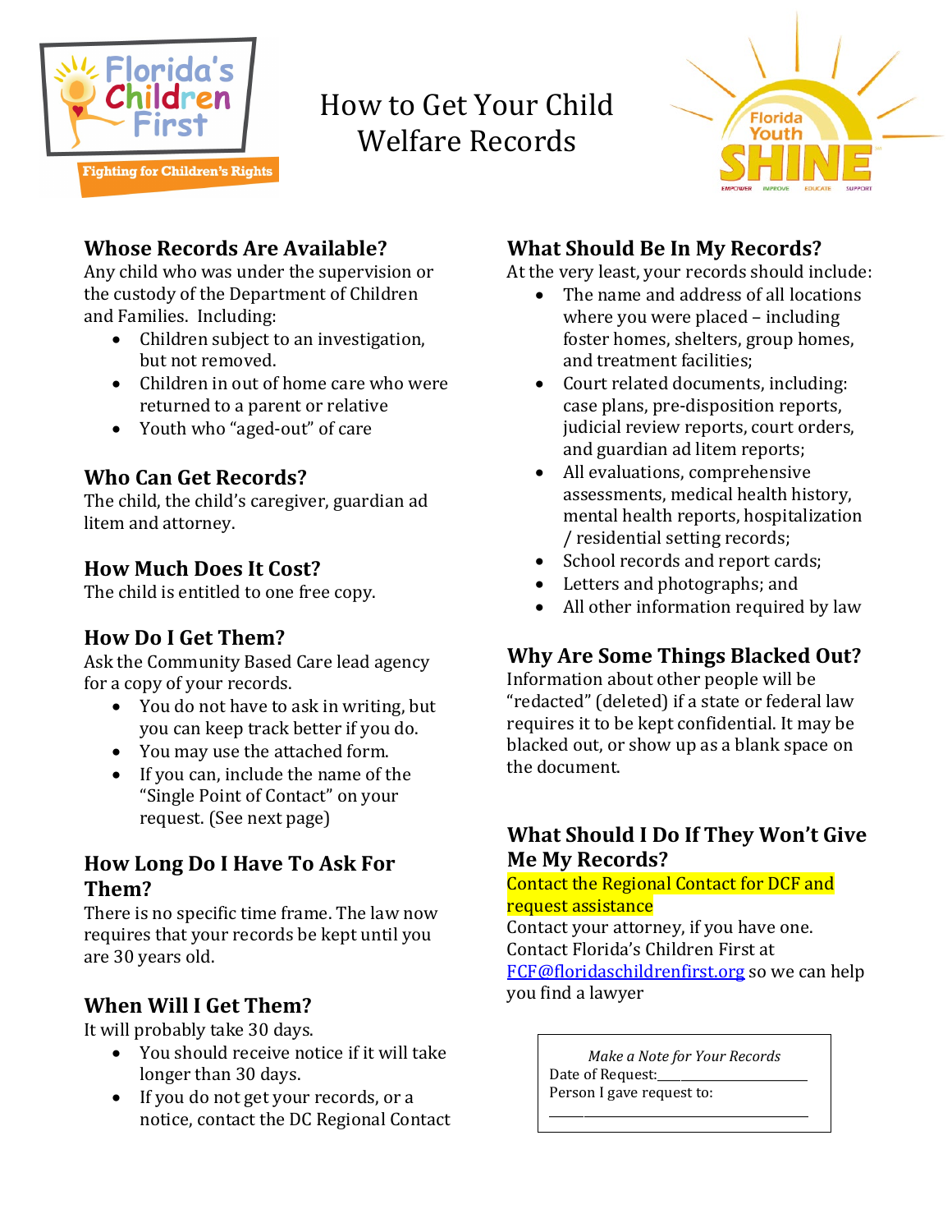# How to Get Your Child Welfare Records

## Whose Records Are Available?

Any child who was under the supervision or the custody of the Department of Children and Families. Including:

- Children subject to an investigation, but not removed.
- Children in out of home care who were returned to a parent or relative
- Youth who "aged-out" of care

## Who Can Get Records?

The child, the child's caregiver, guardian ad litem and attorney.

## How Much Does It Cost?

The child is entitled to one free copy.

## How Do I Get Them?

Ask the Community Based Care lead agency for a copy of your records.

- You do not have to ask in writing, but you can keep track better if you do.
- You may use the attached form.
- If you can, include the name of the "Single Point of Contact" on your request. (See next page)

## How Long Do I Have To Ask For Them?

There is no specific time frame. The law now requires that your records be kept until you are 30 years old.

## When Will I Get Them?

It will probably take 30 days.

- You should receive notice if it will take longer than 30 days.
- If you do not get your records, or a notice, contact the DC Regional Contact

## What Should Be In My Records?

At the very least, your records should include:

- The name and address of all locations where you were placed – including foster homes, shelters, group homes, and treatment facilities;
- Court related documents, including: case plans, pre-disposition reports, judicial review reports, court orders, and guardian ad litem reports;
- All evaluations, comprehensive assessments, medical health history, mental health reports, hospitalization / residential setting records;
- School records and report cards;
- Letters and photographs; and
- All other information required by law

## Why Are Some Things Blacked Out?

Information about other people will be "redacted" (deleted) if a state or federal law requires it to be kept confidential. It may be blacked out, or show up as a blank space on the document.

## What Should I Do If They Won't Give Me My Records?

Contact the Regional Contact for DCF and request assistance

Contact your attorney, if you have one.

Contact Florida's Children First at FCF@floridaschildrenfirst.org so we can help you find a lawyer

*Make a Note for Your Records*

Date of Request:______________________

Person I gave request to:

________________________________________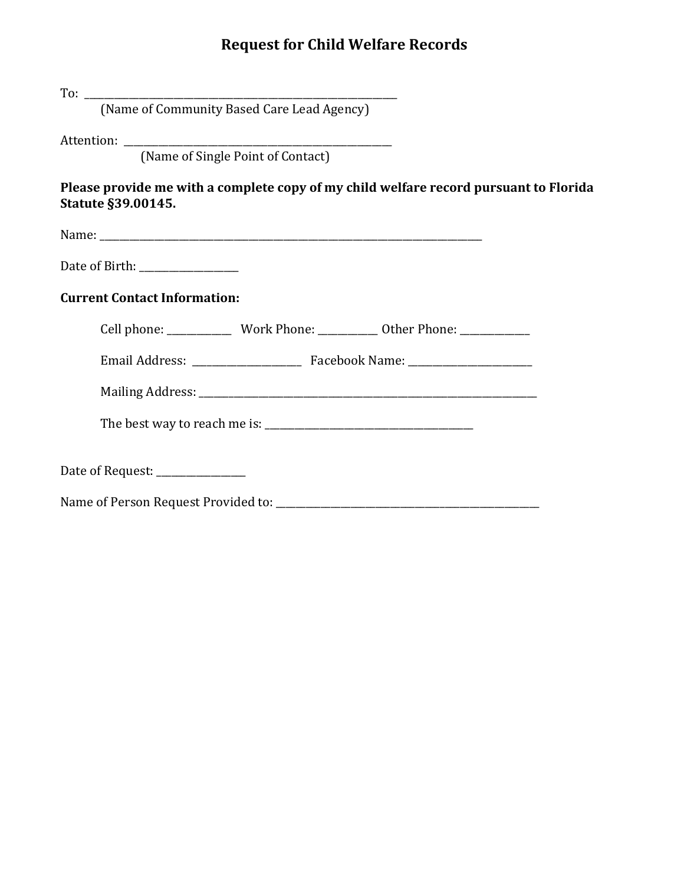# Request for Child Welfare Records

To: \_\_\_\_\_\_\_\_\_\_\_\_\_\_\_\_\_\_\_\_\_\_\_\_\_\_\_\_\_\_\_\_\_\_\_\_\_\_\_\_\_\_\_\_\_\_\_\_\_\_\_\_\_\_\_\_\_\_\_\_\_\_\_\_\_\_

(Name of Community Based Care Lead Agency)

Attention: \_\_\_\_\_\_\_\_\_\_\_\_\_\_\_\_\_\_\_\_\_\_\_\_\_\_\_\_\_\_\_\_\_\_\_\_\_\_\_\_\_\_\_\_\_\_\_\_\_\_\_\_\_\_\_

(Name of Single Point of Contact)

**Please provide me with a complete copy of my child welfare record pursuant to Florida Statute §39.00145.**

Name: \_\_\_\_\_\_\_\_\_\_\_\_\_\_\_\_\_\_\_\_\_\_\_\_\_\_\_\_\_\_\_\_\_\_\_\_\_\_\_\_\_\_\_\_\_\_\_\_\_\_\_\_\_\_\_\_\_\_\_\_\_\_\_\_\_\_\_\_\_\_\_\_\_\_\_\_\_\_\_\_\_\_

Date of Birth: \_\_\_\_\_\_\_\_\_\_\_\_\_\_\_\_\_\_\_\_\_

**Current Contact Information:**

Cell phone: \_\_\_\_\_\_\_\_\_\_\_\_\_\_ Work Phone: \_\_\_\_\_\_\_\_\_\_\_\_\_ Other Phone: \_\_\_\_\_\_\_\_\_\_\_\_\_\_\_

Email Address: \_\_\_\_\_\_\_\_\_\_\_\_\_\_\_\_\_\_\_\_\_\_\_\_ Facebook Name: \_\_\_\_\_\_\_\_\_\_\_\_\_\_\_\_\_\_\_\_\_\_\_\_\_\_\_\_

Mailing Address: \_\_\_\_\_\_\_\_\_\_\_\_\_\_\_\_\_\_\_\_\_\_\_\_\_\_\_\_\_\_\_\_\_\_\_\_\_\_\_\_\_\_\_\_\_\_\_\_\_\_\_\_\_\_\_\_\_\_\_\_\_\_\_\_\_\_\_\_\_\_\_\_

The best way to reach me is: \_\_\_\_\_\_\_\_\_\_\_\_\_\_\_\_\_\_\_\_\_\_\_\_\_\_\_\_\_\_\_\_\_\_\_\_\_\_\_\_\_\_\_\_\_\_

Date of Request: \_\_\_\_\_\_\_\_\_\_\_\_\_\_\_\_\_\_\_

Name of Person Request Provided to: \_\_\_\_\_\_\_\_\_\_\_\_\_\_\_\_\_\_\_\_\_\_\_\_\_\_\_\_\_\_\_\_\_\_\_\_\_\_\_\_\_\_\_\_\_\_\_\_\_\_\_\_\_\_\_\_\_\_\_